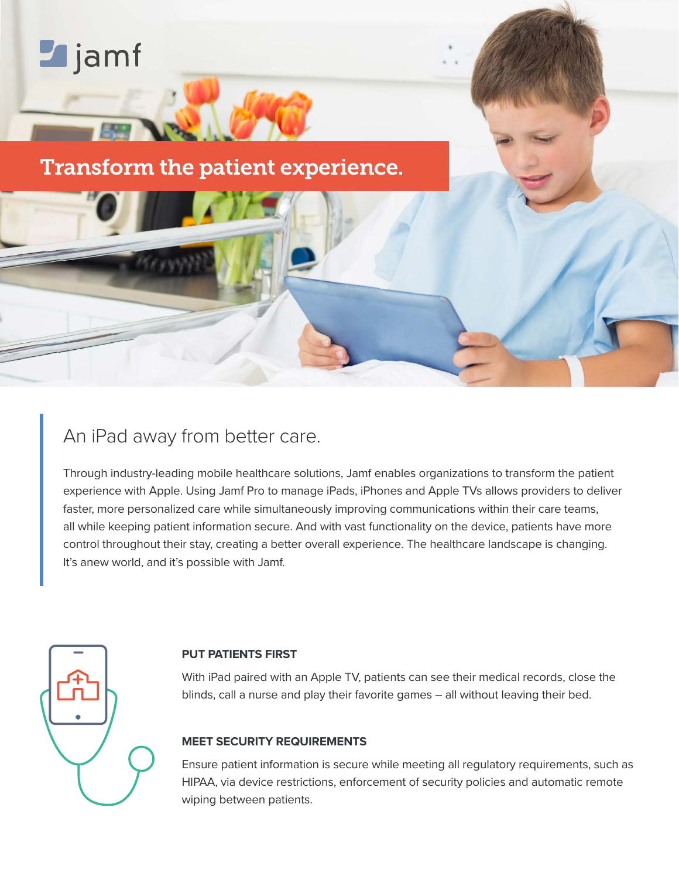jamf

# Transform the patient experience.

## An iPad away from better care.

Through industry-leading mobile healthcare solutions, Jamf enables organizations to transform the patient experience with Apple. Using Jamf Pro to manage iPads, iPhones and Apple TVs allows providers to deliver faster, more personalized care while simultaneously improving communications within their care teams, all while keeping patient information secure. And with vast functionality on the device, patients have more control throughout their stay, creating a better overall experience. The healthcare landscape is changing. It's anew world, and it's possible with Jamf.

### PUT PATIENTS FIRST

With iPad paired with an Apple TV, patients can see their medical records, close the blinds, call a nurse and play their favorite games – all without leaving their bed.

### MEET SECURITY REQUIREMENTS

Ensure patient information is secure while meeting all regulatory requirements, such as HIPAA, via device restrictions, enforcement of security policies and automatic remote wiping between patients.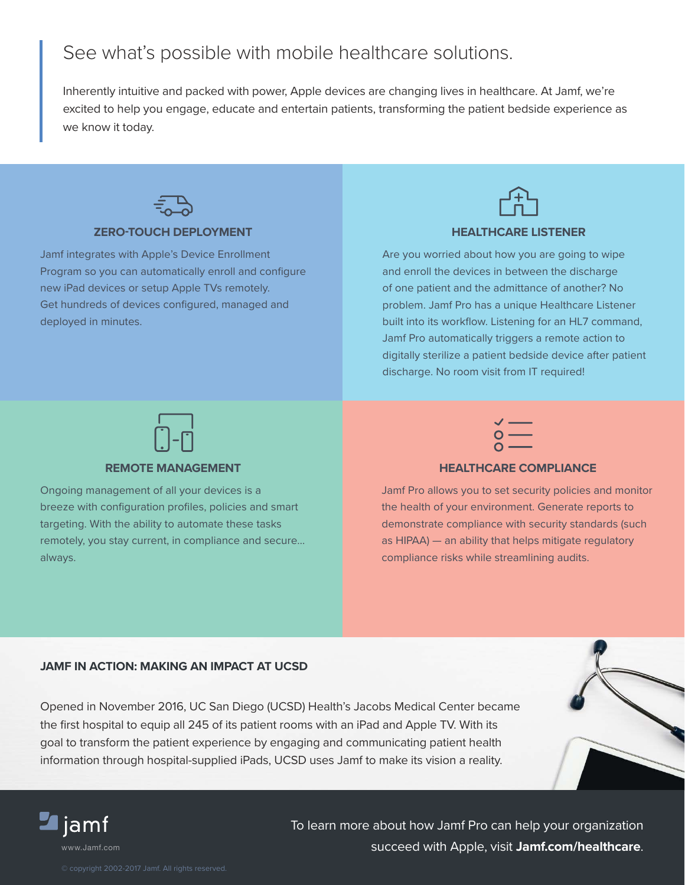## See what's possible with mobile healthcare solutions.

Inherently intuitive and packed with power, Apple devices are changing lives in healthcare. At Jamf, we're excited to help you engage, educate and entertain patients, transforming the patient bedside experience as we know it today.

### ZERO-TOUCH DEPLOYMENT

Jamf integrates with Apple's Device Enrollment Program so you can automatically enroll and configure new iPad devices or setup Apple TVs remotely. Get hundreds of devices configured, managed and deployed in minutes.

### HEALTHCARE LISTENER

Are you worried about how you are going to wipe and enroll the devices in between the discharge of one patient and the admittance of another? No problem. Jamf Pro has a unique Healthcare Listener built into its workflow. Listening for an HL7 command, Jamf Pro automatically triggers a remote action to digitally sterilize a patient bedside device after patient discharge. No room visit from IT required!

### REMOTE MANAGEMENT

Ongoing management of all your devices is a breeze with configuration profiles, policies and smart targeting. With the ability to automate these tasks remotely, you stay current, in compliance and secure… always.

### HEALTHCARE COMPLIANCE

Jamf Pro allows you to set security policies and monitor the health of your environment. Generate reports to demonstrate compliance with security standards (such as HIPAA) — an ability that helps mitigate regulatory compliance risks while streamlining audits.

### JAMF IN ACTION: MAKING AN IMPACT AT UCSD

Opened in November 2016, UC San Diego (UCSD) Health's Jacobs Medical Center became the first hospital to equip all 245 of its patient rooms with an iPad and Apple TV. With its goal to transform the patient experience by engaging and communicating patient health information through hospital-supplied iPads, UCSD uses Jamf to make its vision a reality.

jamf

www.Jamf.com

To learn more about how Jamf Pro can help your organization succeed with Apple, visit **Jamf.com/healthcare**.

© copyright 2002-2017 Jamf. All rights reserved.